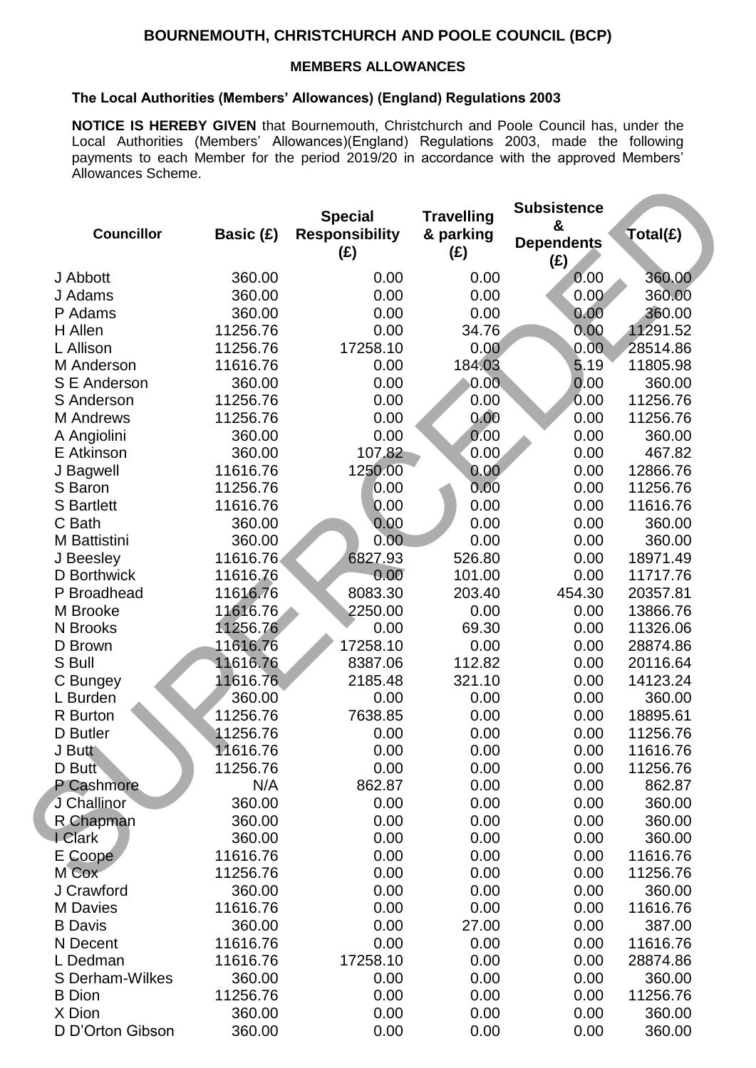# BOURNEMOUTH, CHRISTCHURCH AND POOLE COUNCIL (BCP)

## MEMBERS ALLOWANCES

### The Local Authorities (Members' Allowances) (England) Regulations 2003

**NOTICE IS HEREBY GIVEN** that Bournemouth, Christchurch and Poole Council has, under the Local Authorities (Members' Allowances)(England) Regulations 2003, made the following payments to each Member for the period 2019/20 in accordance with the approved Members' Allowances Scheme.

SUPERCEDED

| Councillor | Basic (£) | Special Responsibility (£) | Travelling & parking (£) | Subsistence & Dependents (£) | Total(£) |
|---|---|---|---|---|---|
| J Abbott | 360.00 | 0.00 | 0.00 | 0.00 | 360.00 |
| J Adams | 360.00 | 0.00 | 0.00 | 0.00 | 360.00 |
| P Adams | 360.00 | 0.00 | 0.00 | 0.00 | 360.00 |
| H Allen | 11256.76 | 0.00 | 34.76 | 0.00 | 11291.52 |
| L Allison | 11256.76 | 17258.10 | 0.00 | 0.00 | 28514.86 |
| M Anderson | 11616.76 | 0.00 | 184.03 | 5.19 | 11805.98 |
| S E Anderson | 360.00 | 0.00 | 0.00 | 0.00 | 360.00 |
| S Anderson | 11256.76 | 0.00 | 0.00 | 0.00 | 11256.76 |
| M Andrews | 11256.76 | 0.00 | 0.00 | 0.00 | 11256.76 |
| A Angiolini | 360.00 | 0.00 | 0.00 | 0.00 | 360.00 |
| E Atkinson | 360.00 | 107.82 | 0.00 | 0.00 | 467.82 |
| J Bagwell | 11616.76 | 1250.00 | 0.00 | 0.00 | 12866.76 |
| S Baron | 11256.76 | 0.00 | 0.00 | 0.00 | 11256.76 |
| S Bartlett | 11616.76 | 0.00 | 0.00 | 0.00 | 11616.76 |
| C Bath | 360.00 | 0.00 | 0.00 | 0.00 | 360.00 |
| M Battistini | 360.00 | 0.00 | 0.00 | 0.00 | 360.00 |
| J Beesley | 11616.76 | 6827.93 | 526.80 | 0.00 | 18971.49 |
| D Borthwick | 11616.76 | 0.00 | 101.00 | 0.00 | 11717.76 |
| P Broadhead | 11616.76 | 8083.30 | 203.40 | 454.30 | 20357.81 |
| M Brooke | 11616.76 | 2250.00 | 0.00 | 0.00 | 13866.76 |
| N Brooks | 11256.76 | 0.00 | 69.30 | 0.00 | 11326.06 |
| D Brown | 11616.76 | 17258.10 | 0.00 | 0.00 | 28874.86 |
| S Bull | 11616.76 | 8387.06 | 112.82 | 0.00 | 20116.64 |
| C Bungey | 11616.76 | 2185.48 | 321.10 | 0.00 | 14123.24 |
| L Burden | 360.00 | 0.00 | 0.00 | 0.00 | 360.00 |
| R Burton | 11256.76 | 7638.85 | 0.00 | 0.00 | 18895.61 |
| D Butler | 11256.76 | 0.00 | 0.00 | 0.00 | 11256.76 |
| J Butt | 11616.76 | 0.00 | 0.00 | 0.00 | 11616.76 |
| D Butt | 11256.76 | 0.00 | 0.00 | 0.00 | 11256.76 |
| P Cashmore | N/A | 862.87 | 0.00 | 0.00 | 862.87 |
| J Challinor | 360.00 | 0.00 | 0.00 | 0.00 | 360.00 |
| R Chapman | 360.00 | 0.00 | 0.00 | 0.00 | 360.00 |
| I Clark | 360.00 | 0.00 | 0.00 | 0.00 | 360.00 |
| E Coope | 11616.76 | 0.00 | 0.00 | 0.00 | 11616.76 |
| M Cox | 11256.76 | 0.00 | 0.00 | 0.00 | 11256.76 |
| J Crawford | 360.00 | 0.00 | 0.00 | 0.00 | 360.00 |
| M Davies | 11616.76 | 0.00 | 0.00 | 0.00 | 11616.76 |
| B Davis | 360.00 | 0.00 | 27.00 | 0.00 | 387.00 |
| N Decent | 11616.76 | 0.00 | 0.00 | 0.00 | 11616.76 |
| L Dedman | 11616.76 | 17258.10 | 0.00 | 0.00 | 28874.86 |
| S Derham-Wilkes | 360.00 | 0.00 | 0.00 | 0.00 | 360.00 |
| B Dion | 11256.76 | 0.00 | 0.00 | 0.00 | 11256.76 |
| X Dion | 360.00 | 0.00 | 0.00 | 0.00 | 360.00 |
| D D'Orton Gibson | 360.00 | 0.00 | 0.00 | 0.00 | 360.00 |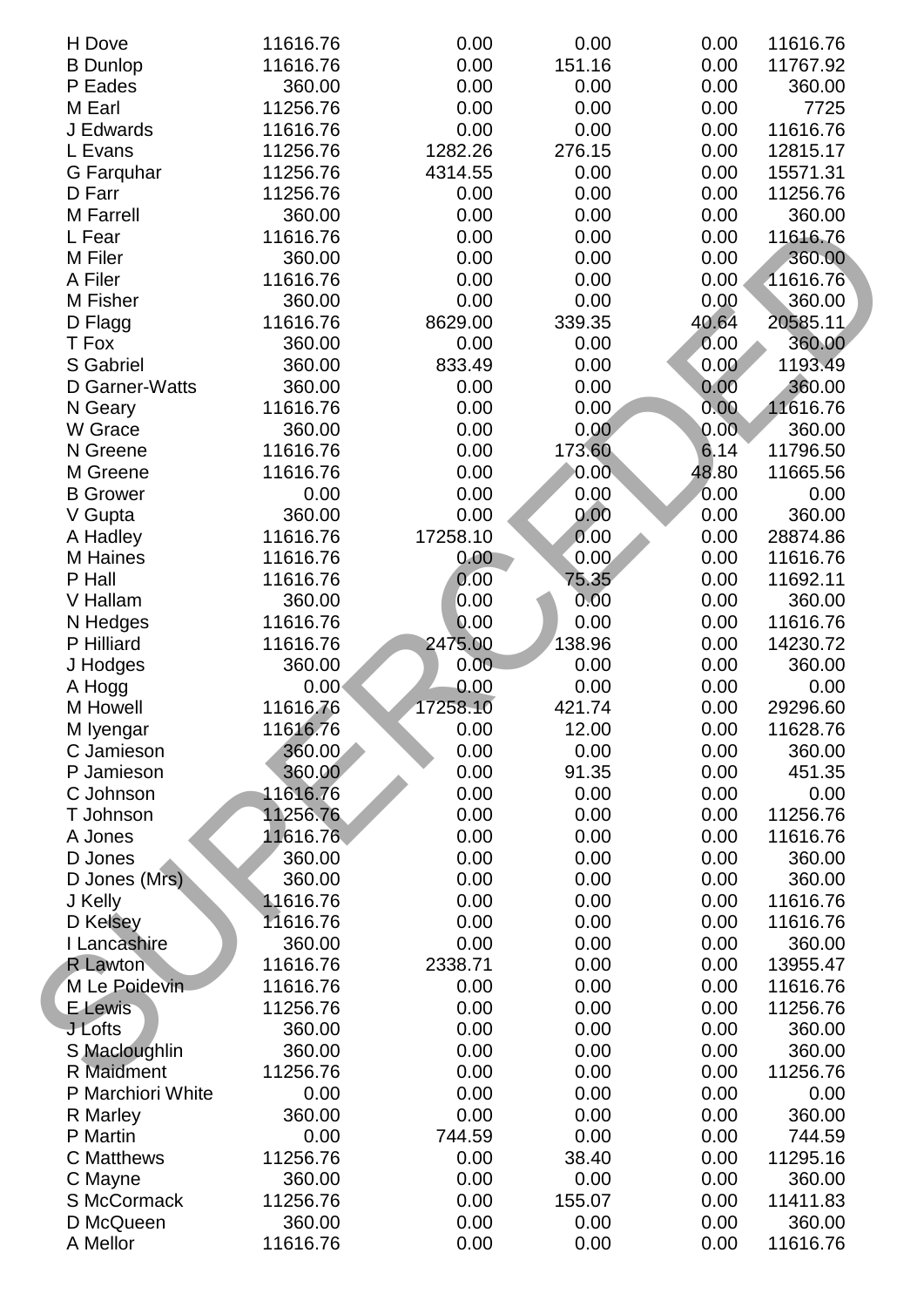| | | | | | |
|---|---|---|---|---|---|
| H Dove | 11616.76 | 0.00 | 0.00 | 0.00 | 11616.76 |
| B Dunlop | 11616.76 | 0.00 | 151.16 | 0.00 | 11767.92 |
| P Eades | 360.00 | 0.00 | 0.00 | 0.00 | 360.00 |
| M Earl | 11256.76 | 0.00 | 0.00 | 0.00 | 7725 |
| J Edwards | 11616.76 | 0.00 | 0.00 | 0.00 | 11616.76 |
| L Evans | 11256.76 | 1282.26 | 276.15 | 0.00 | 12815.17 |
| G Farquhar | 11256.76 | 4314.55 | 0.00 | 0.00 | 15571.31 |
| D Farr | 11256.76 | 0.00 | 0.00 | 0.00 | 11256.76 |
| M Farrell | 360.00 | 0.00 | 0.00 | 0.00 | 360.00 |
| L Fear | 11616.76 | 0.00 | 0.00 | 0.00 | 11616.76 |
| M Filer | 360.00 | 0.00 | 0.00 | 0.00 | 360.00 |
| A Filer | 11616.76 | 0.00 | 0.00 | 0.00 | 11616.76 |
| M Fisher | 360.00 | 0.00 | 0.00 | 0.00 | 360.00 |
| D Flagg | 11616.76 | 8629.00 | 339.35 | 40.64 | 20585.11 |
| T Fox | 360.00 | 0.00 | 0.00 | 0.00 | 360.00 |
| S Gabriel | 360.00 | 833.49 | 0.00 | 0.00 | 1193.49 |
| D Garner-Watts | 360.00 | 0.00 | 0.00 | 0.00 | 360.00 |
| N Geary | 11616.76 | 0.00 | 0.00 | 0.00 | 11616.76 |
| W Grace | 360.00 | 0.00 | 0.00 | 0.00 | 360.00 |
| N Greene | 11616.76 | 0.00 | 173.60 | 6.14 | 11796.50 |
| M Greene | 11616.76 | 0.00 | 0.00 | 48.80 | 11665.56 |
| B Grower | 0.00 | 0.00 | 0.00 | 0.00 | 0.00 |
| V Gupta | 360.00 | 0.00 | 0.00 | 0.00 | 360.00 |
| A Hadley | 11616.76 | 17258.10 | 0.00 | 0.00 | 28874.86 |
| M Haines | 11616.76 | 0.00 | 0.00 | 0.00 | 11616.76 |
| P Hall | 11616.76 | 0.00 | 75.35 | 0.00 | 11692.11 |
| V Hallam | 360.00 | 0.00 | 0.00 | 0.00 | 360.00 |
| N Hedges | 11616.76 | 0.00 | 0.00 | 0.00 | 11616.76 |
| P Hilliard | 11616.76 | 2475.00 | 138.96 | 0.00 | 14230.72 |
| J Hodges | 360.00 | 0.00 | 0.00 | 0.00 | 360.00 |
| A Hogg | 0.00 | 0.00 | 0.00 | 0.00 | 0.00 |
| M Howell | 11616.76 | 17258.10 | 421.74 | 0.00 | 29296.60 |
| M Iyengar | 11616.76 | 0.00 | 12.00 | 0.00 | 11628.76 |
| C Jamieson | 360.00 | 0.00 | 0.00 | 0.00 | 360.00 |
| P Jamieson | 360.00 | 0.00 | 91.35 | 0.00 | 451.35 |
| C Johnson | 11616.76 | 0.00 | 0.00 | 0.00 | 0.00 |
| T Johnson | 11256.76 | 0.00 | 0.00 | 0.00 | 11256.76 |
| A Jones | 11616.76 | 0.00 | 0.00 | 0.00 | 11616.76 |
| D Jones | 360.00 | 0.00 | 0.00 | 0.00 | 360.00 |
| D Jones (Mrs) | 360.00 | 0.00 | 0.00 | 0.00 | 360.00 |
| J Kelly | 11616.76 | 0.00 | 0.00 | 0.00 | 11616.76 |
| D Kelsey | 11616.76 | 0.00 | 0.00 | 0.00 | 11616.76 |
| I Lancashire | 360.00 | 0.00 | 0.00 | 0.00 | 360.00 |
| R Lawton | 11616.76 | 2338.71 | 0.00 | 0.00 | 13955.47 |
| M Le Poidevin | 11616.76 | 0.00 | 0.00 | 0.00 | 11616.76 |
| E Lewis | 11256.76 | 0.00 | 0.00 | 0.00 | 11256.76 |
| J Lofts | 360.00 | 0.00 | 0.00 | 0.00 | 360.00 |
| S Macloughlin | 360.00 | 0.00 | 0.00 | 0.00 | 360.00 |
| R Maidment | 11256.76 | 0.00 | 0.00 | 0.00 | 11256.76 |
| P Marchiori White | 0.00 | 0.00 | 0.00 | 0.00 | 0.00 |
| R Marley | 360.00 | 0.00 | 0.00 | 0.00 | 360.00 |
| P Martin | 0.00 | 744.59 | 0.00 | 0.00 | 744.59 |
| C Matthews | 11256.76 | 0.00 | 38.40 | 0.00 | 11295.16 |
| C Mayne | 360.00 | 0.00 | 0.00 | 0.00 | 360.00 |
| S McCormack | 11256.76 | 0.00 | 155.07 | 0.00 | 11411.83 |
| D McQueen | 360.00 | 0.00 | 0.00 | 0.00 | 360.00 |
| A Mellor | 11616.76 | 0.00 | 0.00 | 0.00 | 11616.76 |

SUPERCEDED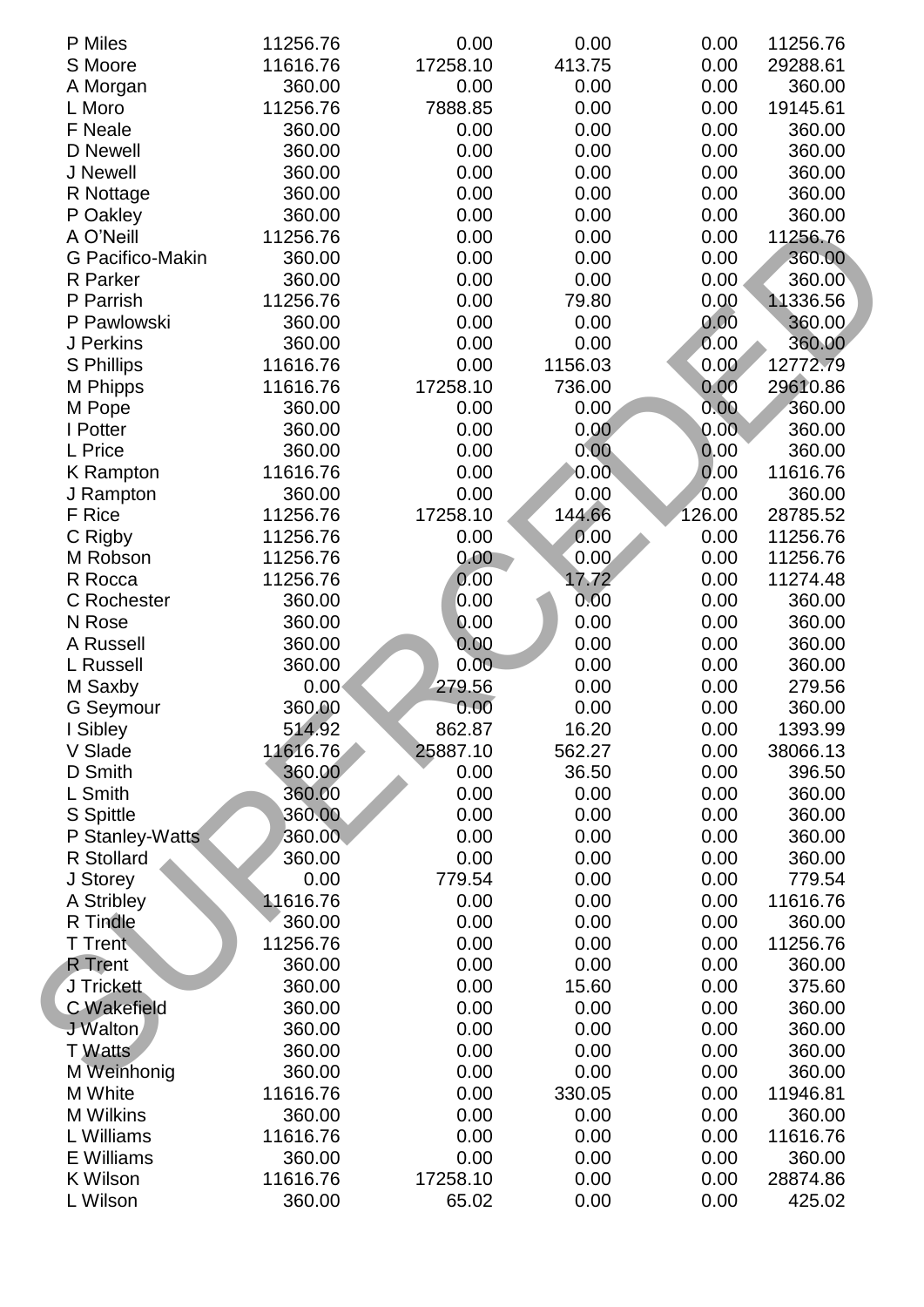| | | | | | |
|---|---|---|---|---|---|
| P Miles | 11256.76 | 0.00 | 0.00 | 0.00 | 11256.76 |
| S Moore | 11616.76 | 17258.10 | 413.75 | 0.00 | 29288.61 |
| A Morgan | 360.00 | 0.00 | 0.00 | 0.00 | 360.00 |
| L Moro | 11256.76 | 7888.85 | 0.00 | 0.00 | 19145.61 |
| F Neale | 360.00 | 0.00 | 0.00 | 0.00 | 360.00 |
| D Newell | 360.00 | 0.00 | 0.00 | 0.00 | 360.00 |
| J Newell | 360.00 | 0.00 | 0.00 | 0.00 | 360.00 |
| R Nottage | 360.00 | 0.00 | 0.00 | 0.00 | 360.00 |
| P Oakley | 360.00 | 0.00 | 0.00 | 0.00 | 360.00 |
| A O'Neill | 11256.76 | 0.00 | 0.00 | 0.00 | 11256.76 |
| G Pacifico-Makin | 360.00 | 0.00 | 0.00 | 0.00 | 360.00 |
| R Parker | 360.00 | 0.00 | 0.00 | 0.00 | 360.00 |
| P Parrish | 11256.76 | 0.00 | 79.80 | 0.00 | 11336.56 |
| P Pawlowski | 360.00 | 0.00 | 0.00 | 0.00 | 360.00 |
| J Perkins | 360.00 | 0.00 | 0.00 | 0.00 | 360.00 |
| S Phillips | 11616.76 | 0.00 | 1156.03 | 0.00 | 12772.79 |
| M Phipps | 11616.76 | 17258.10 | 736.00 | 0.00 | 29610.86 |
| M Pope | 360.00 | 0.00 | 0.00 | 0.00 | 360.00 |
| I Potter | 360.00 | 0.00 | 0.00 | 0.00 | 360.00 |
| L Price | 360.00 | 0.00 | 0.00 | 0.00 | 360.00 |
| K Rampton | 11616.76 | 0.00 | 0.00 | 0.00 | 11616.76 |
| J Rampton | 360.00 | 0.00 | 0.00 | 0.00 | 360.00 |
| F Rice | 11256.76 | 17258.10 | 144.66 | 126.00 | 28785.52 |
| C Rigby | 11256.76 | 0.00 | 0.00 | 0.00 | 11256.76 |
| M Robson | 11256.76 | 0.00 | 0.00 | 0.00 | 11256.76 |
| R Rocca | 11256.76 | 0.00 | 17.72 | 0.00 | 11274.48 |
| C Rochester | 360.00 | 0.00 | 0.00 | 0.00 | 360.00 |
| N Rose | 360.00 | 0.00 | 0.00 | 0.00 | 360.00 |
| A Russell | 360.00 | 0.00 | 0.00 | 0.00 | 360.00 |
| L Russell | 360.00 | 0.00 | 0.00 | 0.00 | 360.00 |
| M Saxby | 0.00 | 279.56 | 0.00 | 0.00 | 279.56 |
| G Seymour | 360.00 | 0.00 | 0.00 | 0.00 | 360.00 |
| I Sibley | 514.92 | 862.87 | 16.20 | 0.00 | 1393.99 |
| V Slade | 11616.76 | 25887.10 | 562.27 | 0.00 | 38066.13 |
| D Smith | 360.00 | 0.00 | 36.50 | 0.00 | 396.50 |
| L Smith | 360.00 | 0.00 | 0.00 | 0.00 | 360.00 |
| S Spittle | 360.00 | 0.00 | 0.00 | 0.00 | 360.00 |
| P Stanley-Watts | 360.00 | 0.00 | 0.00 | 0.00 | 360.00 |
| R Stollard | 360.00 | 0.00 | 0.00 | 0.00 | 360.00 |
| J Storey | 0.00 | 779.54 | 0.00 | 0.00 | 779.54 |
| A Stribley | 11616.76 | 0.00 | 0.00 | 0.00 | 11616.76 |
| R Tindle | 360.00 | 0.00 | 0.00 | 0.00 | 360.00 |
| T Trent | 11256.76 | 0.00 | 0.00 | 0.00 | 11256.76 |
| R Trent | 360.00 | 0.00 | 0.00 | 0.00 | 360.00 |
| J Trickett | 360.00 | 0.00 | 15.60 | 0.00 | 375.60 |
| C Wakefield | 360.00 | 0.00 | 0.00 | 0.00 | 360.00 |
| J Walton | 360.00 | 0.00 | 0.00 | 0.00 | 360.00 |
| T Watts | 360.00 | 0.00 | 0.00 | 0.00 | 360.00 |
| M Weinhonig | 360.00 | 0.00 | 0.00 | 0.00 | 360.00 |
| M White | 11616.76 | 0.00 | 330.05 | 0.00 | 11946.81 |
| M Wilkins | 360.00 | 0.00 | 0.00 | 0.00 | 360.00 |
| L Williams | 11616.76 | 0.00 | 0.00 | 0.00 | 11616.76 |
| E Williams | 360.00 | 0.00 | 0.00 | 0.00 | 360.00 |
| K Wilson | 11616.76 | 17258.10 | 0.00 | 0.00 | 28874.86 |
| L Wilson | 360.00 | 65.02 | 0.00 | 0.00 | 425.02 |

SUPERCEDED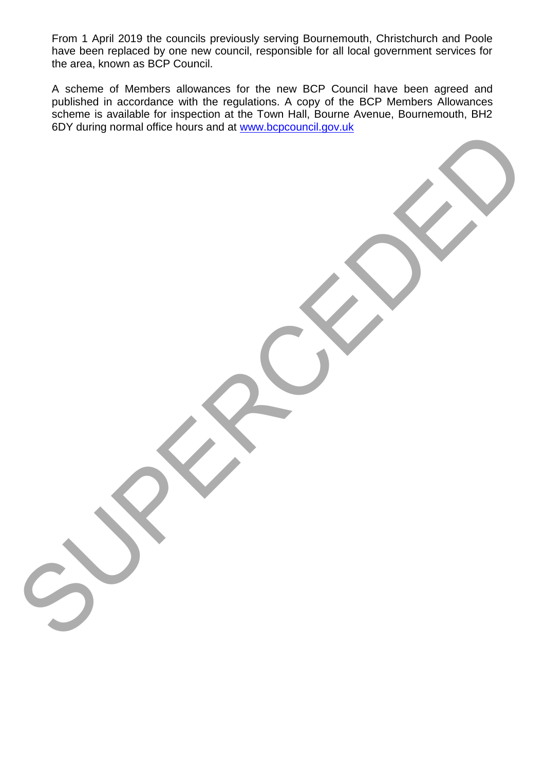From 1 April 2019 the councils previously serving Bournemouth, Christchurch and Poole have been replaced by one new council, responsible for all local government services for the area, known as BCP Council.

A scheme of Members allowances for the new BCP Council have been agreed and published in accordance with the regulations. A copy of the BCP Members Allowances scheme is available for inspection at the Town Hall, Bourne Avenue, Bournemouth, BH2 6DY during normal office hours and at [www.bcpcouncil.gov.uk](http://www.bcpcouncil.gov.uk)

SUPERCEDED